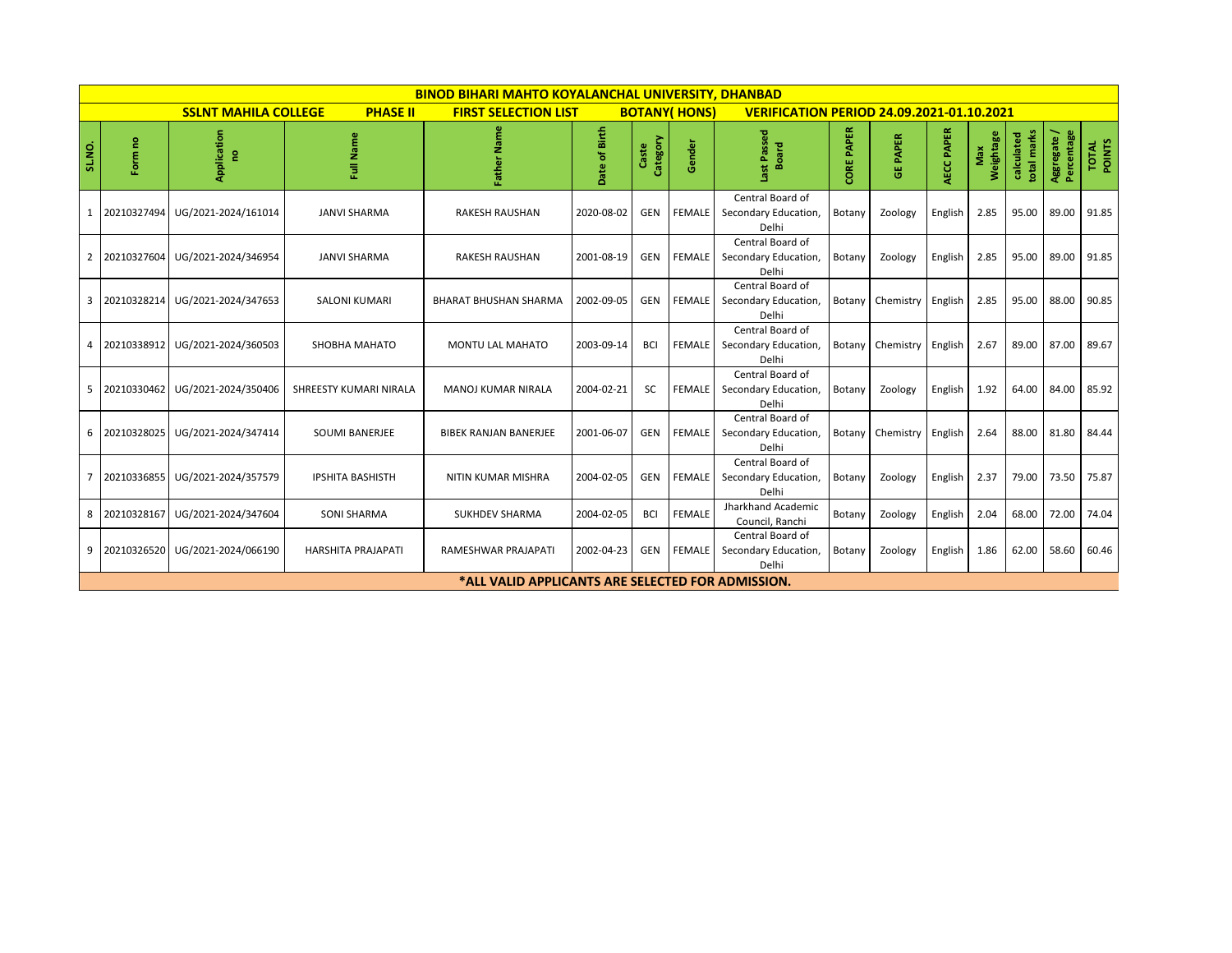# BINOD BIHARI MAHTO KOYALANCHAL UNIVERSITY, DHANBAD

**SSLNT MAHILA COLLEGE** **PHASE II** **FIRST SELECTION LIST** **BOTANY( HONS)** **VERIFICATION PERIOD 24.09.2021-01.10.2021**

| SL.NO. | Form no | Application no | Full Name | Father Name | Date of Birth | Caste Category | Gender | Last Passed Board | CORE PAPER | GE PAPER | AECC PAPER | Max Weightage | calculated total marks | Aggregate / Percentage | TOTAL POINTS |
|---|---|---|---|---|---|---|---|---|---|---|---|---|---|---|---|
| 1 | 20210327494 | UG/2021-2024/161014 | JANVI SHARMA | RAKESH RAUSHAN | 2020-08-02 | GEN | FEMALE | Central Board of Secondary Education, Delhi | Botany | Zoology | English | 2.85 | 95.00 | 89.00 | 91.85 |
| 2 | 20210327604 | UG/2021-2024/346954 | JANVI SHARMA | RAKESH RAUSHAN | 2001-08-19 | GEN | FEMALE | Central Board of Secondary Education, Delhi | Botany | Zoology | English | 2.85 | 95.00 | 89.00 | 91.85 |
| 3 | 20210328214 | UG/2021-2024/347653 | SALONI KUMARI | BHARAT BHUSHAN SHARMA | 2002-09-05 | GEN | FEMALE | Central Board of Secondary Education, Delhi | Botany | Chemistry | English | 2.85 | 95.00 | 88.00 | 90.85 |
| 4 | 20210338912 | UG/2021-2024/360503 | SHOBHA MAHATO | MONTU LAL MAHATO | 2003-09-14 | BCI | FEMALE | Central Board of Secondary Education, Delhi | Botany | Chemistry | English | 2.67 | 89.00 | 87.00 | 89.67 |
| 5 | 20210330462 | UG/2021-2024/350406 | SHREESTY KUMARI NIRALA | MANOJ KUMAR NIRALA | 2004-02-21 | SC | FEMALE | Central Board of Secondary Education, Delhi | Botany | Zoology | English | 1.92 | 64.00 | 84.00 | 85.92 |
| 6 | 20210328025 | UG/2021-2024/347414 | SOUMI BANERJEE | BIBEK RANJAN BANERJEE | 2001-06-07 | GEN | FEMALE | Central Board of Secondary Education, Delhi | Botany | Chemistry | English | 2.64 | 88.00 | 81.80 | 84.44 |
| 7 | 20210336855 | UG/2021-2024/357579 | IPSHITA BASHISTH | NITIN KUMAR MISHRA | 2004-02-05 | GEN | FEMALE | Central Board of Secondary Education, Delhi | Botany | Zoology | English | 2.37 | 79.00 | 73.50 | 75.87 |
| 8 | 20210328167 | UG/2021-2024/347604 | SONI SHARMA | SUKHDEV SHARMA | 2004-02-05 | BCI | FEMALE | Jharkhand Academic Council, Ranchi | Botany | Zoology | English | 2.04 | 68.00 | 72.00 | 74.04 |
| 9 | 20210326520 | UG/2021-2024/066190 | HARSHITA PRAJAPATI | RAMESHWAR PRAJAPATI | 2002-04-23 | GEN | FEMALE | Central Board of Secondary Education, Delhi | Botany | Zoology | English | 1.86 | 62.00 | 58.60 | 60.46 |

**\*ALL VALID APPLICANTS ARE SELECTED FOR ADMISSION.**